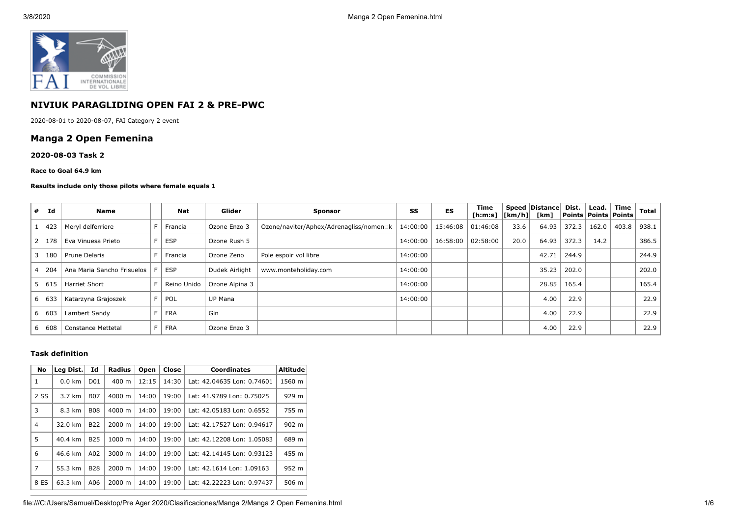# NIVIUK PARAGLIDING OPEN FAI 2 & PRE-PWC

2020-08-01 to 2020-08-07, FAI Category 2 event

## Manga 2 Open Femenina

### 2020-08-03 Task 2

**Race to Goal 64.9 km**

**Results include only those pilots where female equals 1**

| # | Id | Name | | Nat | Glider | Sponsor | SS | ES | Time [h:m:s] | Speed [km/h] | Distance [km] | Dist. Points | Lead. Points | Time Points | Total |
|---|---|---|---|---|---|---|---|---|---|---|---|---|---|---|---|
| 1 | 423 | Meryl delferriere | F | Francia | Ozone Enzo 3 | Ozone/naviter/Aphex/Adrenagliss/nomen□k | 14:00:00 | 15:46:08 | 01:46:08 | 33.6 | 64.93 | 372.3 | 162.0 | 403.8 | 938.1 |
| 2 | 178 | Eva Vinuesa Prieto | F | ESP | Ozone Rush 5 | | 14:00:00 | 16:58:00 | 02:58:00 | 20.0 | 64.93 | 372.3 | 14.2 | | 386.5 |
| 3 | 180 | Prune Delaris | F | Francia | Ozone Zeno | Pole espoir vol libre | 14:00:00 | | | | 42.71 | 244.9 | | | 244.9 |
| 4 | 204 | Ana Maria Sancho Frisuelos | F | ESP | Dudek Airlight | www.monteholiday.com | 14:00:00 | | | | 35.23 | 202.0 | | | 202.0 |
| 5 | 615 | Harriet Short | F | Reino Unido | Ozone Alpina 3 | | 14:00:00 | | | | 28.85 | 165.4 | | | 165.4 |
| 6 | 633 | Katarzyna Grajoszek | F | POL | UP Mana | | 14:00:00 | | | | 4.00 | 22.9 | | | 22.9 |
| 6 | 603 | Lambert Sandy | F | FRA | Gin | | | | | | 4.00 | 22.9 | | | 22.9 |
| 6 | 608 | Constance Mettetal | F | FRA | Ozone Enzo 3 | | | | | | 4.00 | 22.9 | | | 22.9 |

#### Task definition

| No | Leg Dist. | Id | Radius | Open | Close | Coordinates | Altitude |
|---|---|---|---|---|---|---|---|
| 1 | 0.0 km | D01 | 400 m | 12:15 | 14:30 | Lat: 42.04635 Lon: 0.74601 | 1560 m |
| 2 SS | 3.7 km | B07 | 4000 m | 14:00 | 19:00 | Lat: 41.9789 Lon: 0.75025 | 929 m |
| 3 | 8.3 km | B08 | 4000 m | 14:00 | 19:00 | Lat: 42.05183 Lon: 0.6552 | 755 m |
| 4 | 32.0 km | B22 | 2000 m | 14:00 | 19:00 | Lat: 42.17527 Lon: 0.94617 | 902 m |
| 5 | 40.4 km | B25 | 1000 m | 14:00 | 19:00 | Lat: 42.12208 Lon: 1.05083 | 689 m |
| 6 | 46.6 km | A02 | 3000 m | 14:00 | 19:00 | Lat: 42.14145 Lon: 0.93123 | 455 m |
| 7 | 55.3 km | B28 | 2000 m | 14:00 | 19:00 | Lat: 42.1614 Lon: 1.09163 | 952 m |
| 8 ES | 63.3 km | A06 | 2000 m | 14:00 | 19:00 | Lat: 42.22223 Lon: 0.97437 | 506 m |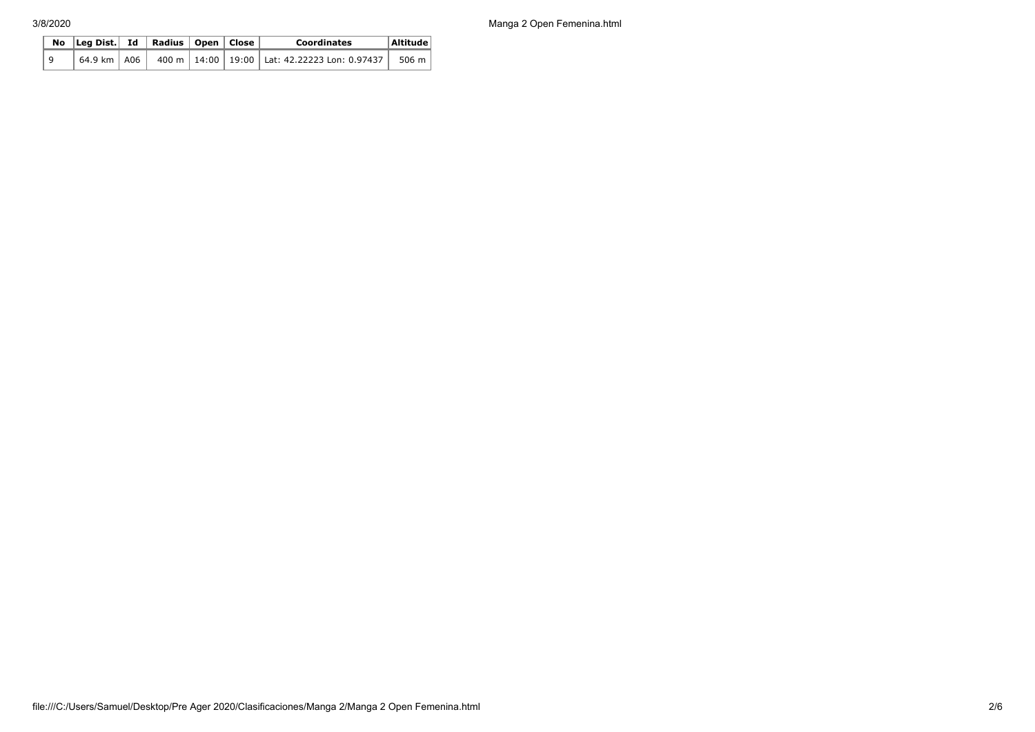| No | Leg Dist. | Id | Radius | Open | Close | Coordinates | Altitude |
|---|---|---|---|---|---|---|---|
| 9 | 64.9 km | A06 | 400 m | 14:00 | 19:00 | Lat: 42.22223 Lon: 0.97437 | 506 m |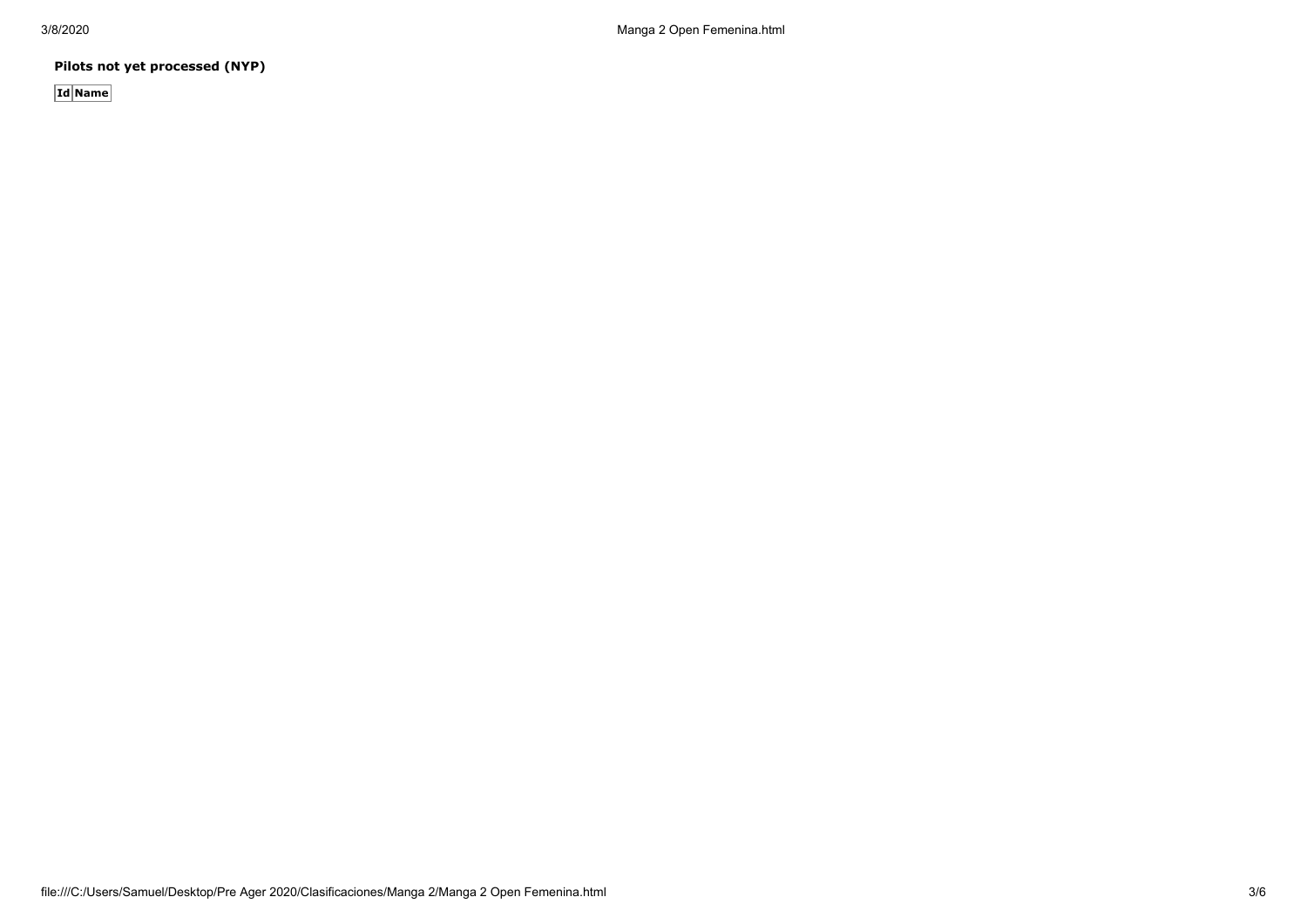**Pilots not yet processed (NYP)**

| Id | Name |
| --- | --- |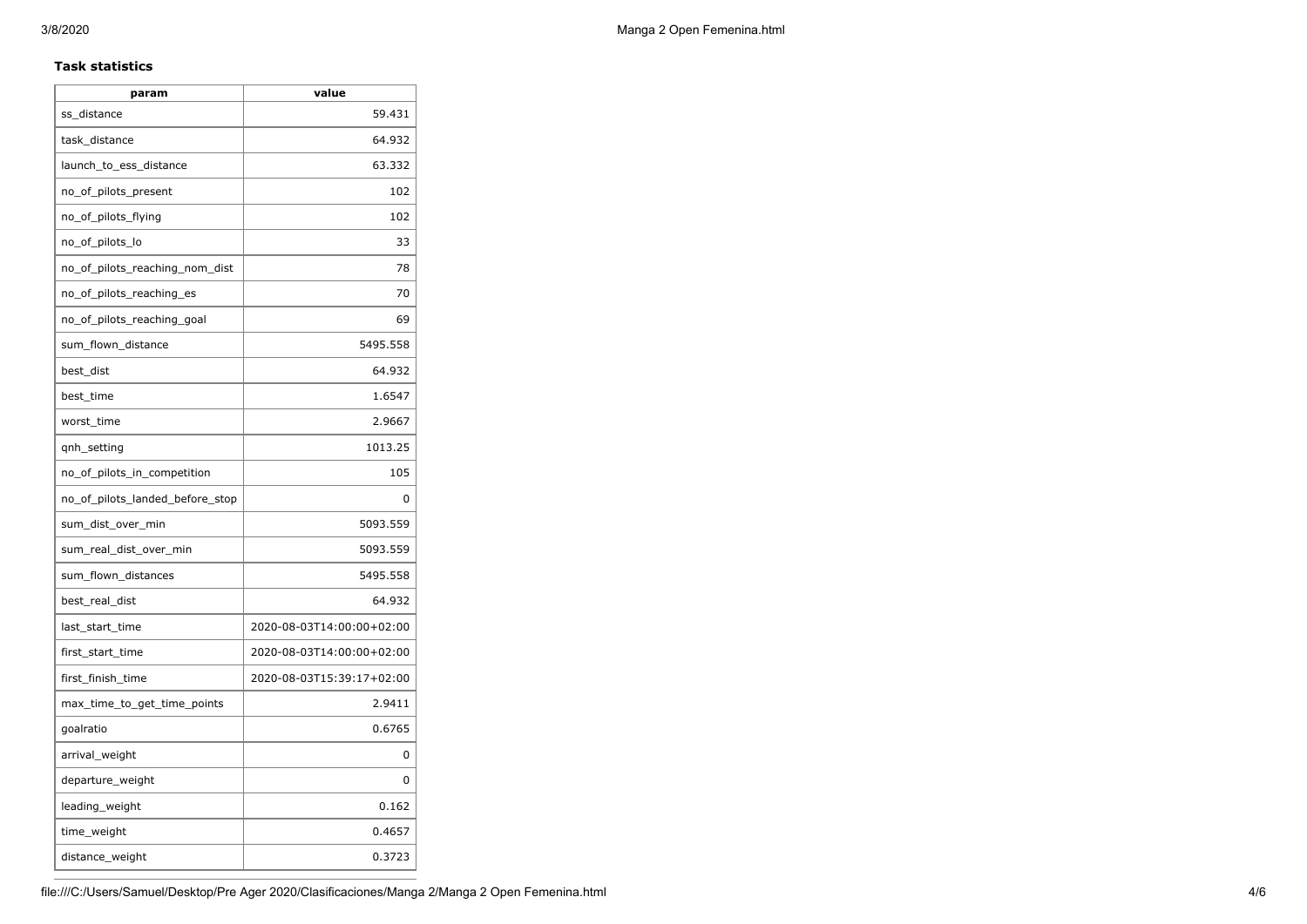**Task statistics**

| param | value |
| --- | --- |
| ss_distance | 59.431 |
| task_distance | 64.932 |
| launch_to_ess_distance | 63.332 |
| no_of_pilots_present | 102 |
| no_of_pilots_flying | 102 |
| no_of_pilots_lo | 33 |
| no_of_pilots_reaching_nom_dist | 78 |
| no_of_pilots_reaching_es | 70 |
| no_of_pilots_reaching_goal | 69 |
| sum_flown_distance | 5495.558 |
| best_dist | 64.932 |
| best_time | 1.6547 |
| worst_time | 2.9667 |
| qnh_setting | 1013.25 |
| no_of_pilots_in_competition | 105 |
| no_of_pilots_landed_before_stop | 0 |
| sum_dist_over_min | 5093.559 |
| sum_real_dist_over_min | 5093.559 |
| sum_flown_distances | 5495.558 |
| best_real_dist | 64.932 |
| last_start_time | 2020-08-03T14:00:00+02:00 |
| first_start_time | 2020-08-03T14:00:00+02:00 |
| first_finish_time | 2020-08-03T15:39:17+02:00 |
| max_time_to_get_time_points | 2.9411 |
| goalratio | 0.6765 |
| arrival_weight | 0 |
| departure_weight | 0 |
| leading_weight | 0.162 |
| time_weight | 0.4657 |
| distance_weight | 0.3723 |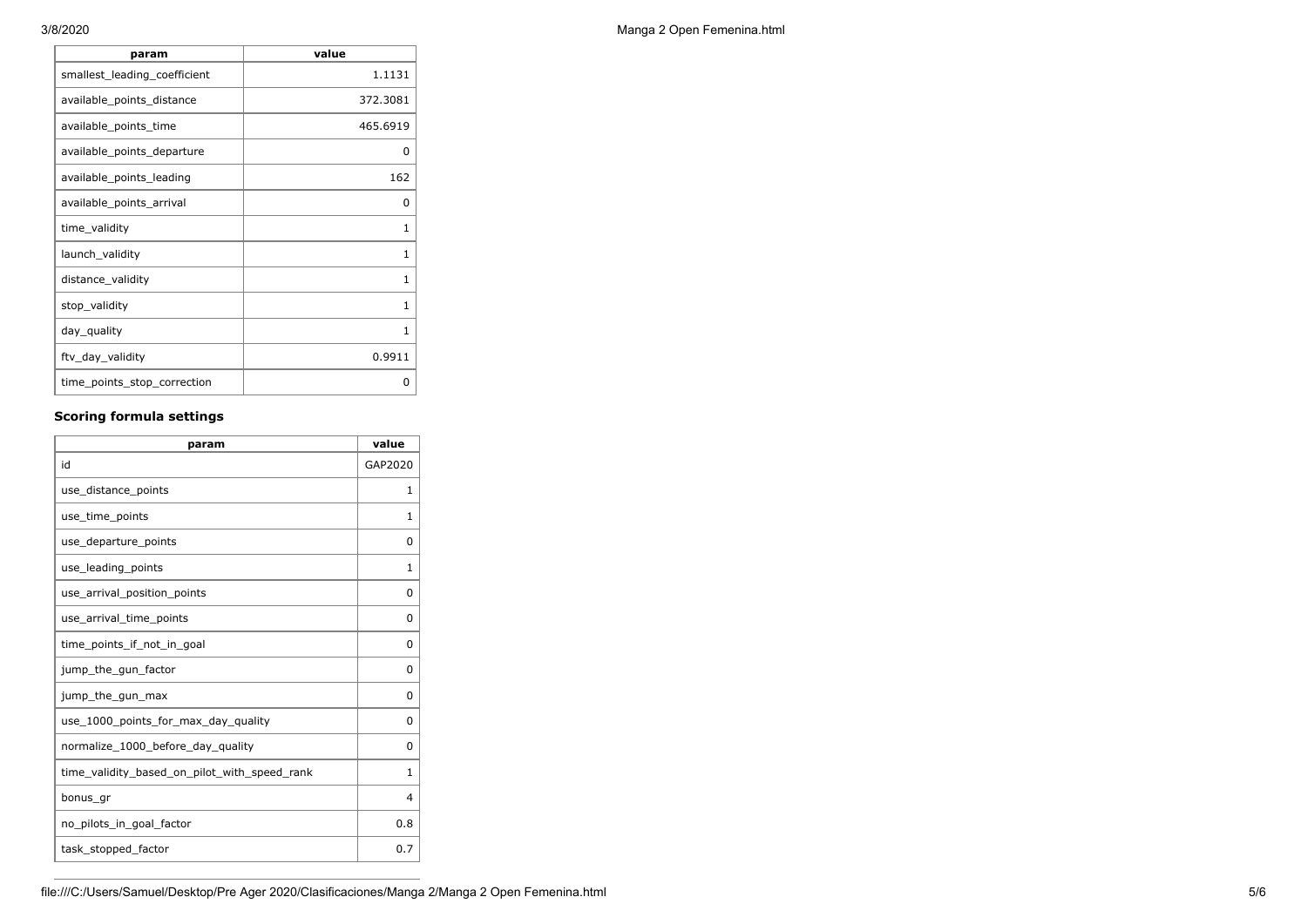| param | value |
| --- | --- |
| smallest_leading_coefficient | 1.1131 |
| available_points_distance | 372.3081 |
| available_points_time | 465.6919 |
| available_points_departure | 0 |
| available_points_leading | 162 |
| available_points_arrival | 0 |
| time_validity | 1 |
| launch_validity | 1 |
| distance_validity | 1 |
| stop_validity | 1 |
| day_quality | 1 |
| ftv_day_validity | 0.9911 |
| time_points_stop_correction | 0 |

### Scoring formula settings

| param | value |
| --- | --- |
| id | GAP2020 |
| use_distance_points | 1 |
| use_time_points | 1 |
| use_departure_points | 0 |
| use_leading_points | 1 |
| use_arrival_position_points | 0 |
| use_arrival_time_points | 0 |
| time_points_if_not_in_goal | 0 |
| jump_the_gun_factor | 0 |
| jump_the_gun_max | 0 |
| use_1000_points_for_max_day_quality | 0 |
| normalize_1000_before_day_quality | 0 |
| time_validity_based_on_pilot_with_speed_rank | 1 |
| bonus_gr | 4 |
| no_pilots_in_goal_factor | 0.8 |
| task_stopped_factor | 0.7 |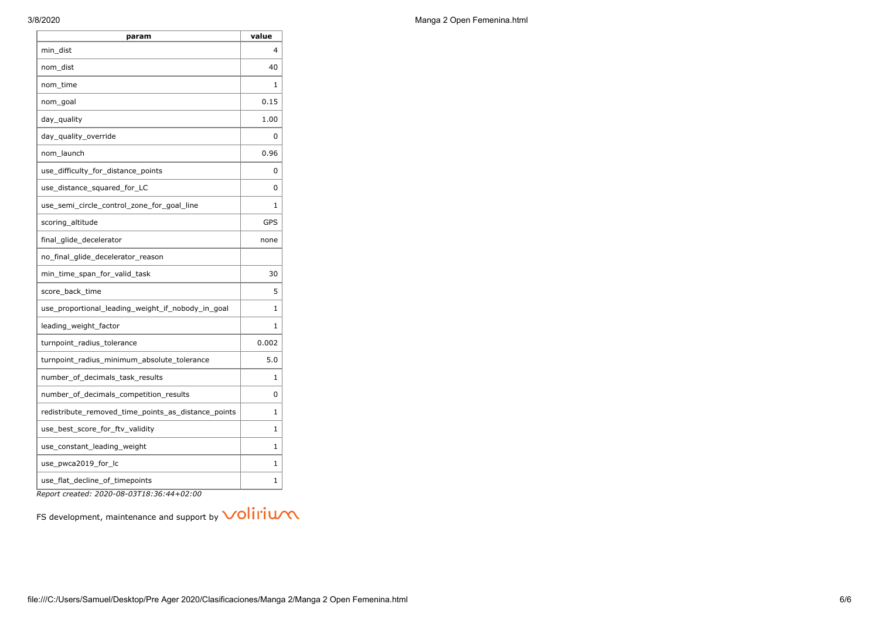| param | value |
|---|---|
| min_dist | 4 |
| nom_dist | 40 |
| nom_time | 1 |
| nom_goal | 0.15 |
| day_quality | 1.00 |
| day_quality_override | 0 |
| nom_launch | 0.96 |
| use_difficulty_for_distance_points | 0 |
| use_distance_squared_for_LC | 0 |
| use_semi_circle_control_zone_for_goal_line | 1 |
| scoring_altitude | GPS |
| final_glide_decelerator | none |
| no_final_glide_decelerator_reason | |
| min_time_span_for_valid_task | 30 |
| score_back_time | 5 |
| use_proportional_leading_weight_if_nobody_in_goal | 1 |
| leading_weight_factor | 1 |
| turnpoint_radius_tolerance | 0.002 |
| turnpoint_radius_minimum_absolute_tolerance | 5.0 |
| number_of_decimals_task_results | 1 |
| number_of_decimals_competition_results | 0 |
| redistribute_removed_time_points_as_distance_points | 1 |
| use_best_score_for_ftv_validity | 1 |
| use_constant_leading_weight | 1 |
| use_pwca2019_for_lc | 1 |
| use_flat_decline_of_timepoints | 1 |

*Report created: 2020-08-03T18:36:44+02:00*

FS development, maintenance and support by volirium